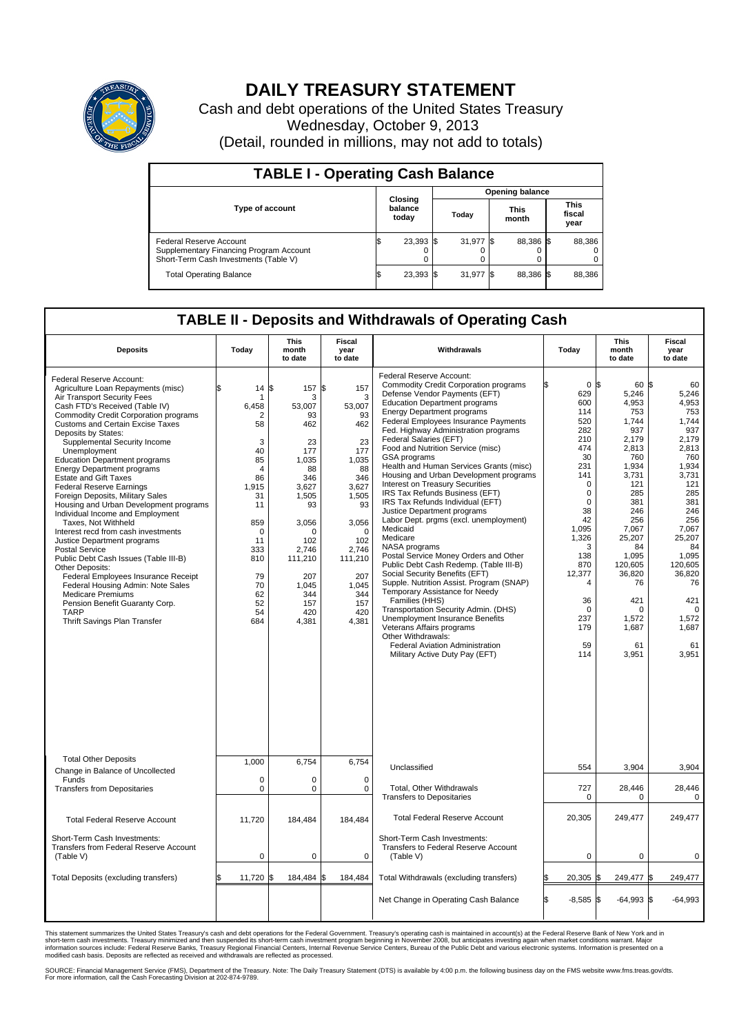# DAILY TREASURY STATEMENT

Cash and debt operations of the United States Treasury

Wednesday, October 9, 2013

(Detail, rounded in millions, may not add to totals)

## TABLE I - Operating Cash Balance

| Type of account | Closing balance today | Opening balance Today | Opening balance This month | Opening balance This fiscal year |
|---|---|---|---|---|
| Federal Reserve Account | $ 23,393 | $ 31,977 | $ 88,386 | $ 88,386 |
| Supplementary Financing Program Account | 0 | 0 | 0 | 0 |
| Short-Term Cash Investments (Table V) | 0 | 0 | 0 | 0 |
| Total Operating Balance | $ 23,393 | $ 31,977 | $ 88,386 | $ 88,386 |

## TABLE II - Deposits and Withdrawals of Operating Cash

| Deposits | Today | This month to date | Fiscal year to date | Withdrawals | Today | This month to date | Fiscal year to date |
|---|---|---|---|---|---|---|---|
| Federal Reserve Account: | | | | Federal Reserve Account: | | | |
| Agriculture Loan Repayments (misc) | $ 14 | $ 157 | $ 157 | Commodity Credit Corporation programs | $ 0 | $ 60 | $ 60 |
| Air Transport Security Fees | 1 | 3 | 3 | Defense Vendor Payments (EFT) | 629 | 5,246 | 5,246 |
| Cash FTD's Received (Table IV) | 6,458 | 53,007 | 53,007 | Education Department programs | 600 | 4,953 | 4,953 |
| Commodity Credit Corporation programs | 2 | 93 | 93 | Energy Department programs | 114 | 753 | 753 |
| Customs and Certain Excise Taxes | 58 | 462 | 462 | Federal Employees Insurance Payments | 520 | 1,744 | 1,744 |
| Deposits by States: | | | | Fed. Highway Administration programs | 282 | 937 | 937 |
| Supplemental Security Income | 3 | 23 | 23 | Federal Salaries (EFT) | 210 | 2,179 | 2,179 |
| Unemployment | 40 | 177 | 177 | Food and Nutrition Service (misc) | 474 | 2,813 | 2,813 |
| Education Department programs | 85 | 1,035 | 1,035 | GSA programs | 30 | 760 | 760 |
| Energy Department programs | 4 | 88 | 88 | Health and Human Services Grants (misc) | 231 | 1,934 | 1,934 |
| Estate and Gift Taxes | 86 | 346 | 346 | Housing and Urban Development programs | 141 | 3,731 | 3,731 |
| Federal Reserve Earnings | 1,915 | 3,627 | 3,627 | Interest on Treasury Securities | 0 | 121 | 121 |
| Foreign Deposits, Military Sales | 31 | 1,505 | 1,505 | IRS Tax Refunds Business (EFT) | 0 | 285 | 285 |
| Housing and Urban Development programs | 11 | 93 | 93 | IRS Tax Refunds Individual (EFT) | 0 | 381 | 381 |
| Individual Income and Employment Taxes, Not Withheld | 859 | 3,056 | 3,056 | Justice Department programs | 38 | 246 | 246 |
| Interest recd from cash investments | 0 | 0 | 0 | Labor Dept. prgms (excl. unemployment) | 42 | 256 | 256 |
| Justice Department programs | 11 | 102 | 102 | Medicaid | 1,095 | 7,067 | 7,067 |
| Postal Service | 333 | 2,746 | 2,746 | Medicare | 1,326 | 25,207 | 25,207 |
| Public Debt Cash Issues (Table III-B) | 810 | 111,210 | 111,210 | NASA programs | 3 | 84 | 84 |
| Other Deposits: | | | | Postal Service Money Orders and Other | 138 | 1,095 | 1,095 |
| Federal Employees Insurance Receipt | 79 | 207 | 207 | Public Debt Cash Redemp. (Table III-B) | 870 | 120,605 | 120,605 |
| Federal Housing Admin: Note Sales | 70 | 1,045 | 1,045 | Social Security Benefits (EFT) | 12,377 | 36,820 | 36,820 |
| Medicare Premiums | 62 | 344 | 344 | Supple. Nutrition Assist. Program (SNAP) | 4 | 76 | 76 |
| Pension Benefit Guaranty Corp. | 52 | 157 | 157 | Temporary Assistance for Needy Families (HHS) | 36 | 421 | 421 |
| TARP | 54 | 420 | 420 | Transportation Security Admin. (DHS) | 0 | 0 | 0 |
| Thrift Savings Plan Transfer | 684 | 4,381 | 4,381 | Unemployment Insurance Benefits | 237 | 1,572 | 1,572 |
| | | | | Veterans Affairs programs | 179 | 1,687 | 1,687 |
| | | | | Other Withdrawals: | | | |
| | | | | Federal Aviation Administration | 59 | 61 | 61 |
| | | | | Military Active Duty Pay (EFT) | 114 | 3,951 | 3,951 |
| Total Other Deposits | 1,000 | 6,754 | 6,754 | Unclassified | 554 | 3,904 | 3,904 |
| Change in Balance of Uncollected Funds | 0 | 0 | 0 | | | | |
| Transfers from Depositaries | 0 | 0 | 0 | Total, Other Withdrawals | 727 | 28,446 | 28,446 |
| | | | | Transfers to Depositaries | 0 | 0 | 0 |
| Total Federal Reserve Account | 11,720 | 184,484 | 184,484 | Total Federal Reserve Account | 20,305 | 249,477 | 249,477 |
| Short-Term Cash Investments: Transfers from Federal Reserve Account (Table V) | 0 | 0 | 0 | Short-Term Cash Investments: Transfers to Federal Reserve Account (Table V) | 0 | 0 | 0 |
| Total Deposits (excluding transfers) | $ 11,720 | $ 184,484 | $ 184,484 | Total Withdrawals (excluding transfers) | $ 20,305 | $ 249,477 | $ 249,477 |
| | | | | Net Change in Operating Cash Balance | $ -8,585 | $ -64,993 | $ -64,993 |

This statement summarizes the United States Treasury's cash and debt operations for the Federal Government. Treasury's operating cash is maintained in account(s) at the Federal Reserve Bank of New York and in short-term cash investments. Treasury minimized and then suspended its short-term cash investment program beginning in November 2008, but anticipates investing again when market conditions warrant. Major information sources include: Federal Reserve Banks, Treasury Regional Financial Centers, Internal Revenue Service Centers, Bureau of the Public Debt and various electronic systems. Information is presented on a modified cash basis. Deposits are reflected as received and withdrawals are reflected as processed.

SOURCE: Financial Management Service (FMS), Department of the Treasury. Note: The Daily Treasury Statement (DTS) is available by 4:00 p.m. the following business day on the FMS website www.fms.treas.gov/dts. For more information, call the Cash Forecasting Division at 202-874-9789.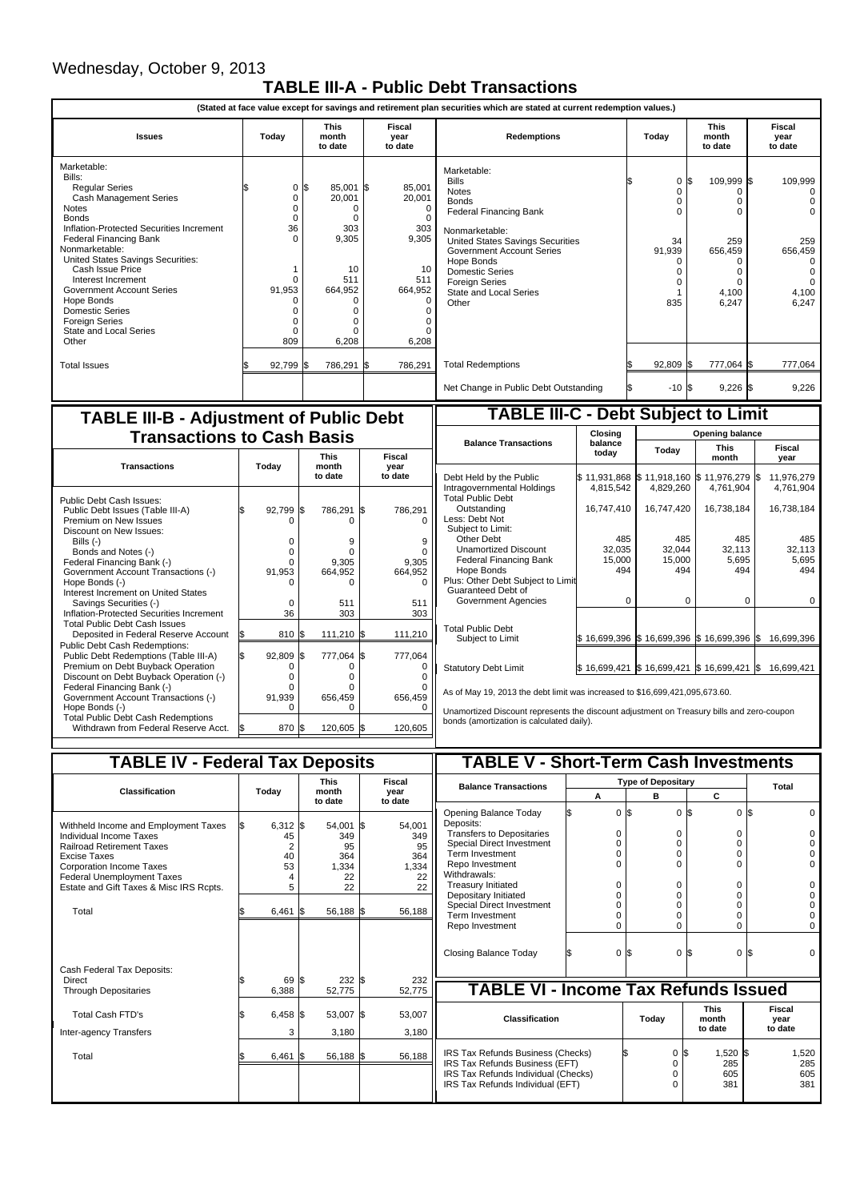Wednesday, October 9, 2013

# TABLE III-A - Public Debt Transactions

(Stated at face value except for savings and retirement plan securities which are stated at current redemption values.)

| Issues | Today | This month to date | Fiscal year to date |
|---|---|---|---|
| Marketable: | | | |
| Bills: | | | |
| Regular Series | $ 0 | $ 85,001 | $ 85,001 |
| Cash Management Series | 0 | 20,001 | 20,001 |
| Notes | 0 | 0 | 0 |
| Bonds | 0 | 0 | 0 |
| Inflation-Protected Securities Increment | 36 | 303 | 303 |
| Federal Financing Bank | 0 | 9,305 | 9,305 |
| Nonmarketable: | | | |
| United States Savings Securities: | | | |
| Cash Issue Price | 1 | 10 | 10 |
| Interest Increment | 0 | 511 | 511 |
| Government Account Series | 91,953 | 664,952 | 664,952 |
| Hope Bonds | 0 | 0 | 0 |
| Domestic Series | 0 | 0 | 0 |
| Foreign Series | 0 | 0 | 0 |
| State and Local Series | 0 | 0 | 0 |
| Other | 809 | 6,208 | 6,208 |
| Total Issues | $ 92,799 | $ 786,291 | $ 786,291 |

| Redemptions | Today | This month to date | Fiscal year to date |
|---|---|---|---|
| Marketable: | | | |
| Bills | $ 0 | $ 109,999 | $ 109,999 |
| Notes | 0 | 0 | 0 |
| Bonds | 0 | 0 | 0 |
| Federal Financing Bank | 0 | 0 | 0 |
| Nonmarketable: | | | |
| United States Savings Securities | 34 | 259 | 259 |
| Government Account Series | 91,939 | 656,459 | 656,459 |
| Hope Bonds | 0 | 0 | 0 |
| Domestic Series | 0 | 0 | 0 |
| Foreign Series | 0 | 0 | 0 |
| State and Local Series | 1 | 4,100 | 4,100 |
| Other | 835 | 6,247 | 6,247 |
| Total Redemptions | $ 92,809 | $ 777,064 | $ 777,064 |
| Net Change in Public Debt Outstanding | $ -10 | $ 9,226 | $ 9,226 |

# TABLE III-B - Adjustment of Public Debt Transactions to Cash Basis

| Transactions | Today | This month to date | Fiscal year to date |
|---|---|---|---|
| Public Debt Cash Issues: | | | |
| Public Debt Issues (Table III-A) | $ 92,799 | $ 786,291 | $ 786,291 |
| Premium on New Issues | 0 | 0 | 0 |
| Discount on New Issues: | | | |
| Bills (-) | 0 | 9 | 9 |
| Bonds and Notes (-) | 0 | 0 | 0 |
| Federal Financing Bank (-) | 0 | 9,305 | 9,305 |
| Government Account Transactions (-) | 91,953 | 664,952 | 664,952 |
| Hope Bonds (-) | 0 | 0 | 0 |
| Interest Increment on United States Savings Securities (-) | 0 | 511 | 511 |
| Inflation-Protected Securities Increment | 36 | 303 | 303 |
| Total Public Debt Cash Issues Deposited in Federal Reserve Account | $ 810 | $ 111,210 | $ 111,210 |
| Public Debt Cash Redemptions: | | | |
| Public Debt Redemptions (Table III-A) | $ 92,809 | $ 777,064 | $ 777,064 |
| Premium on Debt Buyback Operation | 0 | 0 | 0 |
| Discount on Debt Buyback Operation (-) | 0 | 0 | 0 |
| Federal Financing Bank (-) | 0 | 0 | 0 |
| Government Account Transactions (-) | 91,939 | 656,459 | 656,459 |
| Hope Bonds (-) | 0 | 0 | 0 |
| Total Public Debt Cash Redemptions Withdrawn from Federal Reserve Acct. | $ 870 | $ 120,605 | $ 120,605 |

# TABLE III-C - Debt Subject to Limit

| Balance Transactions | Closing balance today | Opening balance Today | Opening balance This month | Opening balance Fiscal year |
|---|---|---|---|---|
| Debt Held by the Public | $ 11,931,868 | $ 11,918,160 | $ 11,976,279 | $ 11,976,279 |
| Intragovernmental Holdings | 4,815,542 | 4,829,260 | 4,761,904 | 4,761,904 |
| Total Public Debt Outstanding | 16,747,410 | 16,747,420 | 16,738,184 | 16,738,184 |
| Less: Debt Not Subject to Limit: | | | | |
| Other Debt | 485 | 485 | 485 | 485 |
| Unamortized Discount | 32,035 | 32,044 | 32,113 | 32,113 |
| Federal Financing Bank | 15,000 | 15,000 | 5,695 | 5,695 |
| Hope Bonds | 494 | 494 | 494 | 494 |
| Plus: Other Debt Subject to Limit | | | | |
| Guaranteed Debt of Government Agencies | 0 | 0 | 0 | 0 |
| Total Public Debt Subject to Limit | $ 16,699,396 | $ 16,699,396 | $ 16,699,396 | $ 16,699,396 |
| Statutory Debt Limit | $ 16,699,421 | $ 16,699,421 | $ 16,699,421 | $ 16,699,421 |

As of May 19, 2013 the debt limit was increased to $16,699,421,095,673.60.

Unamortized Discount represents the discount adjustment on Treasury bills and zero-coupon bonds (amortization is calculated daily).

# TABLE IV - Federal Tax Deposits

| Classification | Today | This month to date | Fiscal year to date |
|---|---|---|---|
| Withheld Income and Employment Taxes | $ 6,312 | $ 54,001 | $ 54,001 |
| Individual Income Taxes | 45 | 349 | 349 |
| Railroad Retirement Taxes | 2 | 95 | 95 |
| Excise Taxes | 40 | 364 | 364 |
| Corporation Income Taxes | 53 | 1,334 | 1,334 |
| Federal Unemployment Taxes | 4 | 22 | 22 |
| Estate and Gift Taxes & Misc IRS Rcpts. | 5 | 22 | 22 |
| Total | $ 6,461 | $ 56,188 | $ 56,188 |
| Cash Federal Tax Deposits: | | | |
| Direct | $ 69 | $ 232 | $ 232 |
| Through Depositaries | 6,388 | 52,775 | 52,775 |
| Total Cash FTD's | $ 6,458 | $ 53,007 | $ 53,007 |
| Inter-agency Transfers | 3 | 3,180 | 3,180 |
| Total | $ 6,461 | $ 56,188 | $ 56,188 |

# TABLE V - Short-Term Cash Investments

| Balance Transactions | Type of Depositary A | Type of Depositary B | Type of Depositary C | Total |
|---|---|---|---|---|
| Opening Balance Today | $ 0 | $ 0 | $ 0 | $ 0 |
| Deposits: | | | | |
| Transfers to Depositaries | 0 | 0 | 0 | 0 |
| Special Direct Investment | 0 | 0 | 0 | 0 |
| Term Investment | 0 | 0 | 0 | 0 |
| Repo Investment | 0 | 0 | 0 | 0 |
| Withdrawals: | | | | |
| Treasury Initiated | 0 | 0 | 0 | 0 |
| Depositary Initiated | 0 | 0 | 0 | 0 |
| Special Direct Investment | 0 | 0 | 0 | 0 |
| Term Investment | 0 | 0 | 0 | 0 |
| Repo Investment | 0 | 0 | 0 | 0 |
| Closing Balance Today | $ 0 | $ 0 | $ 0 | $ 0 |

# TABLE VI - Income Tax Refunds Issued

| Classification | Today | This month to date | Fiscal year to date |
|---|---|---|---|
| IRS Tax Refunds Business (Checks) | $ 0 | $ 1,520 | $ 1,520 |
| IRS Tax Refunds Business (EFT) | 0 | 285 | 285 |
| IRS Tax Refunds Individual (Checks) | 0 | 605 | 605 |
| IRS Tax Refunds Individual (EFT) | 0 | 381 | 381 |